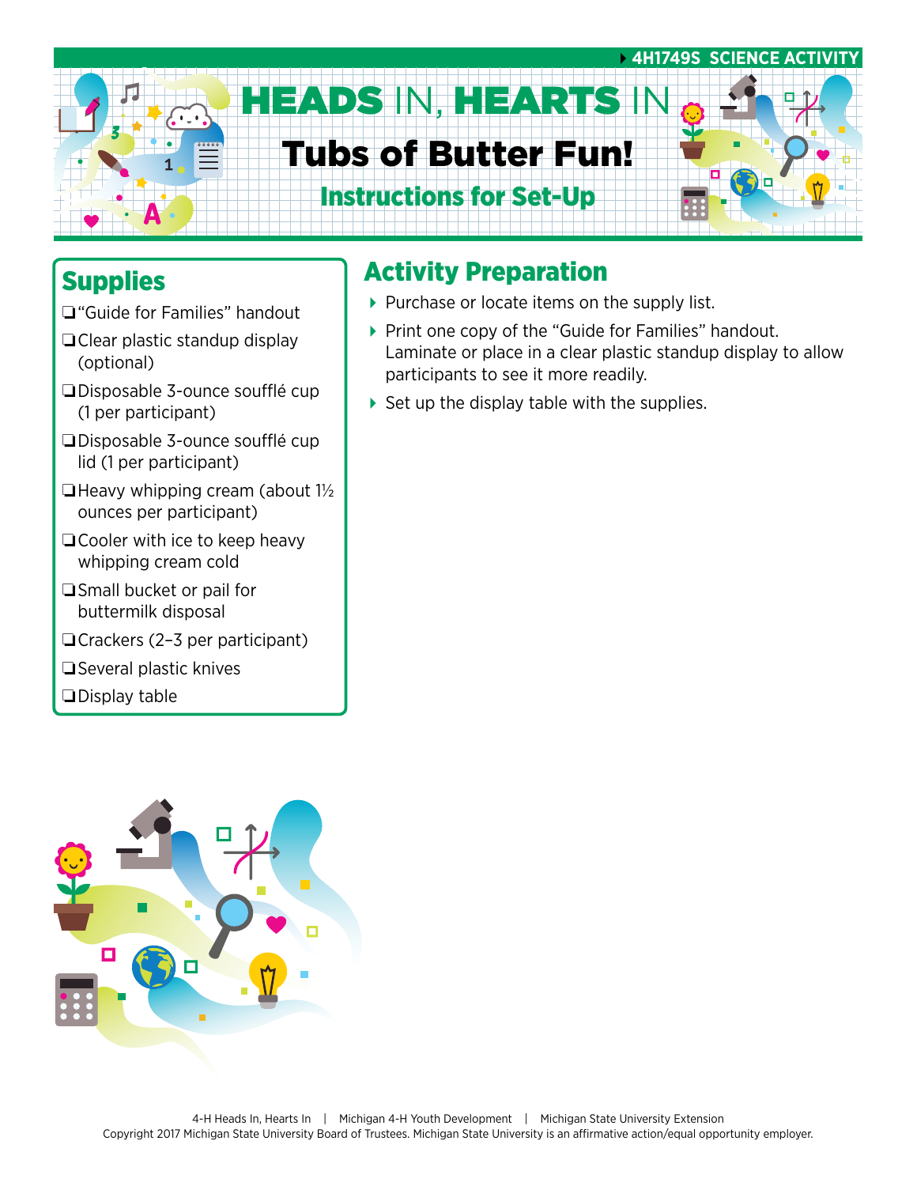4H1749S SCIENCE ACTIVITY

# HEADS IN, HEARTS IN

# Tubs of Butter Fun!

## Instructions for Set-Up

## Supplies

- ❑ "Guide for Families" handout
- ❑ Clear plastic standup display (optional)
- ❑ Disposable 3-ounce soufflé cup (1 per participant)
- ❑ Disposable 3-ounce soufflé cup lid (1 per participant)
- ❑ Heavy whipping cream (about 1½ ounces per participant)
- ❑ Cooler with ice to keep heavy whipping cream cold
- ❑ Small bucket or pail for buttermilk disposal
- ❑ Crackers (2–3 per participant)
- ❑ Several plastic knives
- ❑ Display table

## Activity Preparation

- Purchase or locate items on the supply list.
- Print one copy of the "Guide for Families" handout. Laminate or place in a clear plastic standup display to allow participants to see it more readily.
- Set up the display table with the supplies.

4-H Heads In, Hearts In | Michigan 4-H Youth Development | Michigan State University Extension
Copyright 2017 Michigan State University Board of Trustees. Michigan State University is an affirmative action/equal opportunity employer.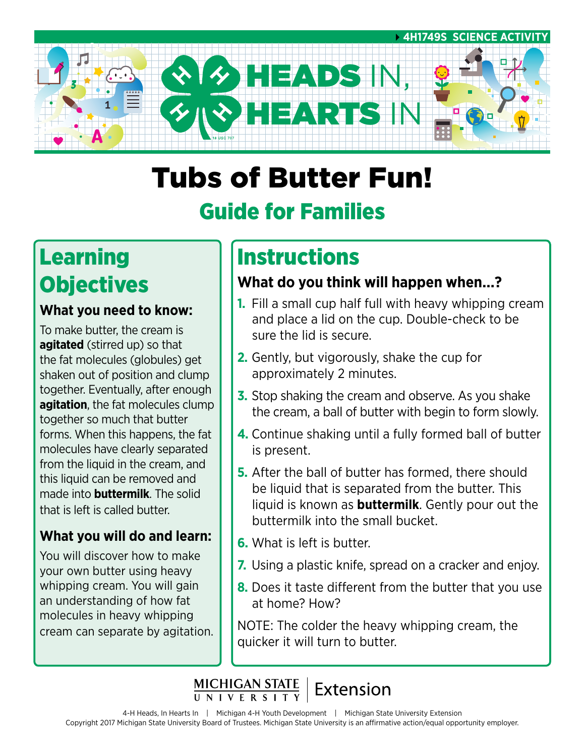4H1749S SCIENCE ACTIVITY

# Tubs of Butter Fun!

## Guide for Families

## Learning Objectives

### What you need to know:

To make butter, the cream is **agitated** (stirred up) so that the fat molecules (globules) get shaken out of position and clump together. Eventually, after enough **agitation**, the fat molecules clump together so much that butter forms. When this happens, the fat molecules have clearly separated from the liquid in the cream, and this liquid can be removed and made into **buttermilk**. The solid that is left is called butter.

### What you will do and learn:

You will discover how to make your own butter using heavy whipping cream. You will gain an understanding of how fat molecules in heavy whipping cream can separate by agitation.

## Instructions

### What do you think will happen when...?

1. Fill a small cup half full with heavy whipping cream and place a lid on the cup. Double-check to be sure the lid is secure.
2. Gently, but vigorously, shake the cup for approximately 2 minutes.
3. Stop shaking the cream and observe. As you shake the cream, a ball of butter with begin to form slowly.
4. Continue shaking until a fully formed ball of butter is present.
5. After the ball of butter has formed, there should be liquid that is separated from the butter. This liquid is known as **buttermilk**. Gently pour out the buttermilk into the small bucket.
6. What is left is butter.
7. Using a plastic knife, spread on a cracker and enjoy.
8. Does it taste different from the butter that you use at home? How?

NOTE: The colder the heavy whipping cream, the quicker it will turn to butter.

MICHIGAN STATE UNIVERSITY | Extension

4-H Heads, In Hearts In | Michigan 4-H Youth Development | Michigan State University Extension

Copyright 2017 Michigan State University Board of Trustees. Michigan State University is an affirmative action/equal opportunity employer.